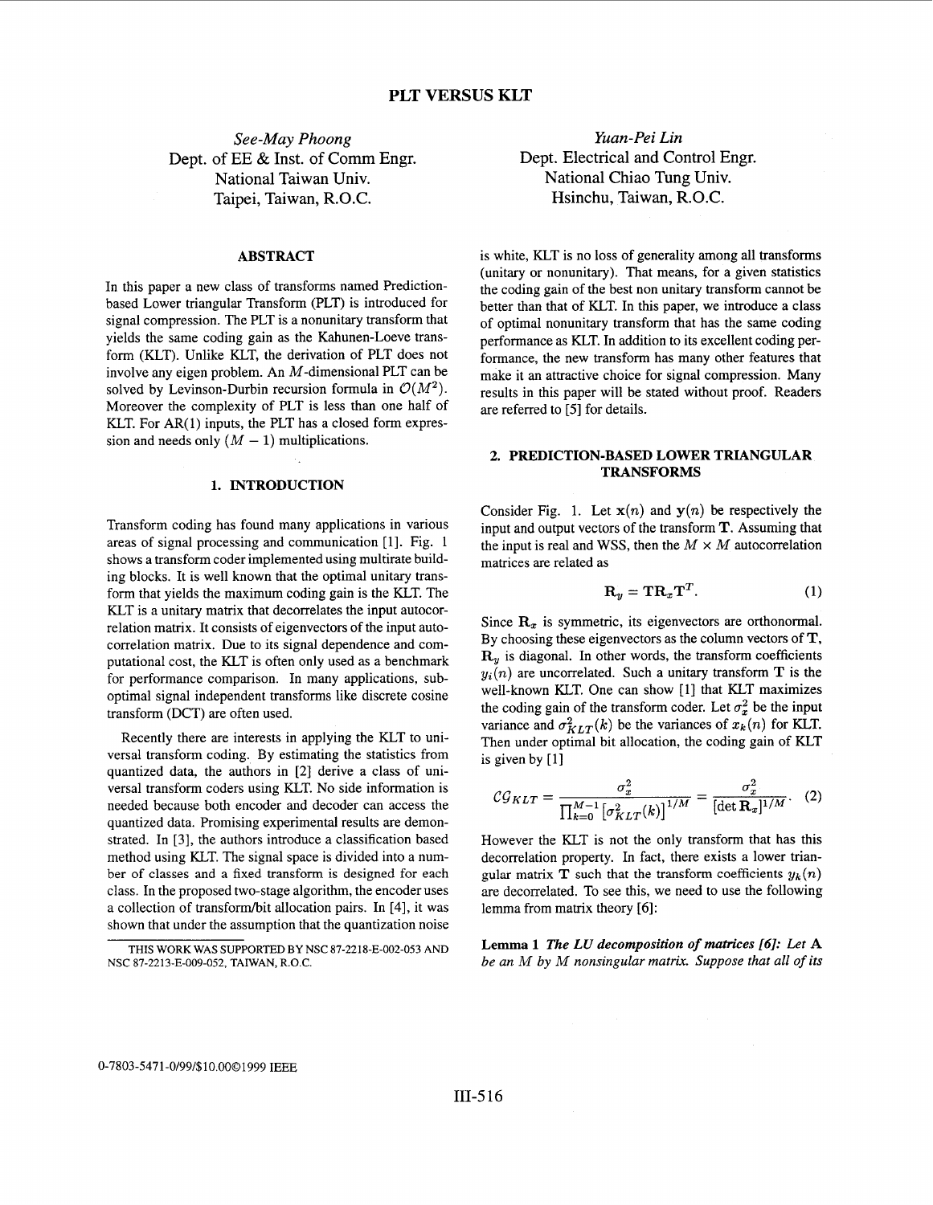# PLT VERSUS KLT

*See-May Phoong*
Dept. of EE & Inst. of Comm Engr.
National Taiwan Univ.
Taipei, Taiwan, R.O.C.

*Yuan-Pei Lin*
Dept. Electrical and Control Engr.
National Chiao Tung Univ.
Hsinchu, Taiwan, R.O.C.

## ABSTRACT

In this paper a new class of transforms named Prediction-based Lower triangular Transform (PLT) is introduced for signal compression. The PLT is a nonunitary transform that yields the same coding gain as the Kahunen-Loeve transform (KLT). Unlike KLT, the derivation of PLT does not involve any eigen problem. An $M$-dimensional PLT can be solved by Levinson-Durbin recursion formula in $\mathcal{O}(M^2)$. Moreover the complexity of PLT is less than one half of KLT. For AR(1) inputs, the PLT has a closed form expression and needs only $(M-1)$ multiplications.

## 1. INTRODUCTION

Transform coding has found many applications in various areas of signal processing and communication [1]. Fig. 1 shows a transform coder implemented using multirate building blocks. It is well known that the optimal unitary transform that yields the maximum coding gain is the KLT. The KLT is a unitary matrix that decorrelates the input autocorrelation matrix. It consists of eigenvectors of the input autocorrelation matrix. Due to its signal dependence and computational cost, the KLT is often only used as a benchmark for performance comparison. In many applications, sub-optimal signal independent transforms like discrete cosine transform (DCT) are often used.

Recently there are interests in applying the KLT to universal transform coding. By estimating the statistics from quantized data, the authors in [2] derive a class of universal transform coders using KLT. No side information is needed because both encoder and decoder can access the quantized data. Promising experimental results are demonstrated. In [3], the authors introduce a classification based method using KLT. The signal space is divided into a number of classes and a fixed transform is designed for each class. In the proposed two-stage algorithm, the encoder uses a collection of transform/bit allocation pairs. In [4], it was shown that under the assumption that the quantization noise is white, KLT is no loss of generality among all transforms (unitary or nonunitary). That means, for a given statistics the coding gain of the best non unitary transform cannot be better than that of KLT. In this paper, we introduce a class of optimal nonunitary transform that has the same coding performance as KLT. In addition to its excellent coding performance, the new transform has many other features that make it an attractive choice for signal compression. Many results in this paper will be stated without proof. Readers are referred to [5] for details.

THIS WORK WAS SUPPORTED BY NSC 87-2218-E-002-053 AND NSC 87-2213-E-009-052, TAIWAN, R.O.C.

## 2. PREDICTION-BASED LOWER TRIANGULAR TRANSFORMS

Consider Fig. 1. Let $\mathbf{x}(n)$ and $\mathbf{y}(n)$ be respectively the input and output vectors of the transform $\mathbf{T}$. Assuming that the input is real and WSS, then the $M \times M$ autocorrelation matrices are related as

$$\mathbf{R}_y = \mathbf{T}\mathbf{R}_x\mathbf{T}^T. \tag{1}$$

Since $\mathbf{R}_x$ is symmetric, its eigenvectors are orthonormal. By choosing these eigenvectors as the column vectors of $\mathbf{T}$, $\mathbf{R}_y$ is diagonal. In other words, the transform coefficients $y_i(n)$ are uncorrelated. Such a unitary transform $\mathbf{T}$ is the well-known KLT. One can show [1] that KLT maximizes the coding gain of the transform coder. Let $\sigma_x^2$ be the input variance and $\sigma_{KLT}^2(k)$ be the variances of $x_k(n)$ for KLT. Then under optimal bit allocation, the coding gain of KLT is given by [1]

$$\mathcal{CG}_{KLT} = \frac{\sigma_x^2}{\prod_{k=0}^{M-1}\left[\sigma_{KLT}^2(k)\right]^{1/M}} = \frac{\sigma_x^2}{[\det \mathbf{R}_x]^{1/M}}. \tag{2}$$

However the KLT is not the only transform that has this decorrelation property. In fact, there exists a lower triangular matrix $\mathbf{T}$ such that the transform coefficients $y_k(n)$ are decorrelated. To see this, we need to use the following lemma from matrix theory [6]:

**Lemma 1** *The LU decomposition of matrices [6]: Let* $\mathbf{A}$ *be an* $M$ *by* $M$ *nonsingular matrix. Suppose that all of its*

0-7803-5471-0/99/$10.00©1999 IEEE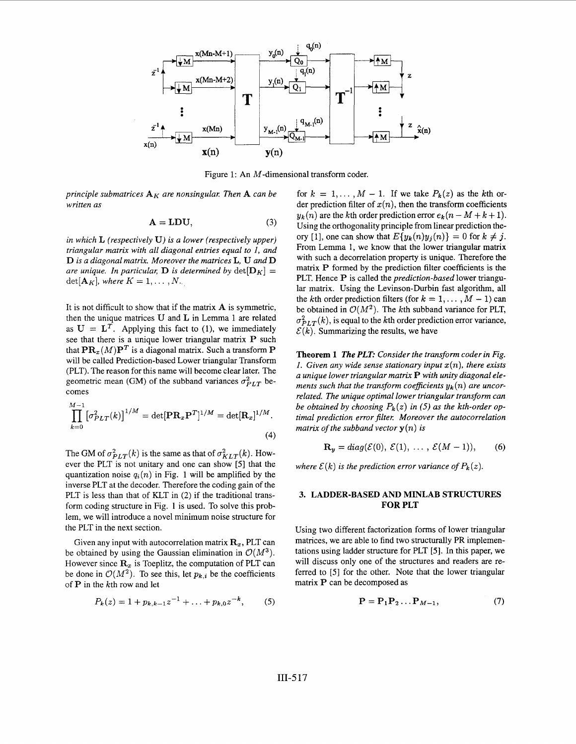Figure 1: An $M$-dimensional transform coder.

*principle submatrices $\mathbf{A}_K$ are nonsingular. Then $\mathbf{A}$ can be written as*

$$\mathbf{A} = \mathbf{LDU}, \tag{3}$$

*in which $\mathbf{L}$ (respectively $\mathbf{U}$) is a lower (respectively upper) triangular matrix with all diagonal entries equal to 1, and $\mathbf{D}$ is a diagonal matrix. Moreover the matrices $\mathbf{L}$, $\mathbf{U}$ and $\mathbf{D}$ are unique. In particular, $\mathbf{D}$ is determined by $\det[\mathbf{D}_K] = \det[\mathbf{A}_K]$, where $K = 1, \ldots, N$.*

It is not difficult to show that if the matrix $\mathbf{A}$ is symmetric, then the unique matrices $\mathbf{U}$ and $\mathbf{L}$ in Lemma 1 are related as $\mathbf{U} = \mathbf{L}^T$. Applying this fact to (1), we immediately see that there is a unique lower triangular matrix $\mathbf{P}$ such that $\mathbf{P}\mathbf{R}_x(M)\mathbf{P}^T$ is a diagonal matrix. Such a transform $\mathbf{P}$ will be called Prediction-based Lower triangular Transform (PLT). The reason for this name will become clear later. The geometric mean (GM) of the subband variances $\sigma^2_{PLT}$ becomes

$$\prod_{k=0}^{M-1} \left[\sigma^2_{PLT}(k)\right]^{1/M} = \det[\mathbf{P}\mathbf{R}_x\mathbf{P}^T]^{1/M} = \det[\mathbf{R}_x]^{1/M}. \tag{4}$$

The GM of $\sigma^2_{PLT}(k)$ is the same as that of $\sigma^2_{KLT}(k)$. However the PLT is not unitary and one can show [5] that the quantization noise $q_i(n)$ in Fig. 1 will be amplified by the inverse PLT at the decoder. Therefore the coding gain of the PLT is less than that of KLT in (2) if the traditional transform coding structure in Fig. 1 is used. To solve this problem, we will introduce a novel minimum noise structure for the PLT in the next section.

Given any input with autocorrelation matrix $\mathbf{R}_x$, PLT can be obtained by using the Gaussian elimination in $\mathcal{O}(M^3)$. However since $\mathbf{R}_x$ is Toeplitz, the computation of PLT can be done in $\mathcal{O}(M^2)$. To see this, let $p_{k,i}$ be the coefficients of $\mathbf{P}$ in the $k$th row and let

$$P_k(z) = 1 + p_{k,k-1}z^{-1} + \ldots + p_{k,0}z^{-k}, \tag{5}$$

for $k = 1, \ldots, M-1$. If we take $P_k(z)$ as the $k$th order prediction filter of $x(n)$, then the transform coefficients $y_k(n)$ are the $k$th order prediction error $e_k(n - M + k + 1)$. Using the orthogonality principle from linear prediction theory [1], one can show that $E\{y_k(n)y_j(n)\} = 0$ for $k \neq j$. From Lemma 1, we know that the lower triangular matrix with such a decorrelation property is unique. Therefore the matrix $\mathbf{P}$ formed by the prediction filter coefficients is the PLT. Hence $\mathbf{P}$ is called the *prediction-based* lower triangular matrix. Using the Levinson-Durbin fast algorithm, all the $k$th order prediction filters (for $k = 1, \ldots, M-1$) can be obtained in $\mathcal{O}(M^2)$. The $k$th subband variance for PLT, $\sigma^2_{PLT}(k)$, is equal to the $k$th order prediction error variance, $\mathcal{E}(k)$. Summarizing the results, we have

**Theorem 1** ***The PLT:*** *Consider the transform coder in Fig. 1. Given any wide sense stationary input $x(n)$, there exists a unique lower triangular matrix $\mathbf{P}$ with unity diagonal elements such that the transform coefficients $y_k(n)$ are uncorrelated. The unique optimal lower triangular transform can be obtained by choosing $P_k(z)$ in (5) as the kth-order optimal prediction error filter. Moreover the autocorrelation matrix of the subband vector $\mathbf{y}(n)$ is*

$$\mathbf{R}_y = diag(\mathcal{E}(0),\ \mathcal{E}(1),\ \ldots,\ \mathcal{E}(M-1)), \tag{6}$$

*where $\mathcal{E}(k)$ is the prediction error variance of $P_k(z)$.*

## 3. LADDER-BASED AND MINLAB STRUCTURES FOR PLT

Using two different factorization forms of lower triangular matrices, we are able to find two structurally PR implementations using ladder structure for PLT [5]. In this paper, we will discuss only one of the structures and readers are referred to [5] for the other. Note that the lower triangular matrix $\mathbf{P}$ can be decomposed as

$$\mathbf{P} = \mathbf{P}_1\mathbf{P}_2\ldots\mathbf{P}_{M-1}, \tag{7}$$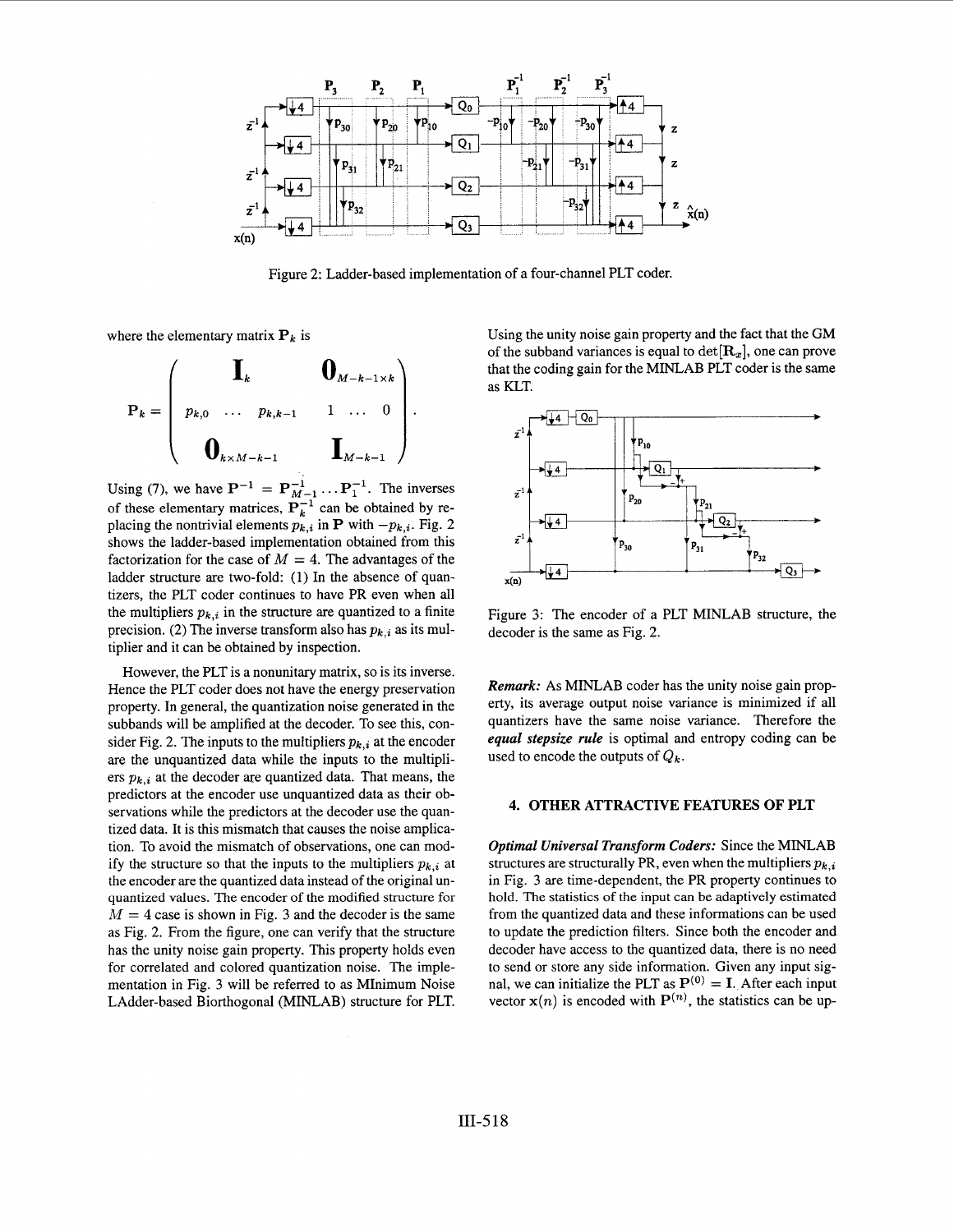Figure 2: Ladder-based implementation of a four-channel PLT coder.

where the elementary matrix $\mathbf{P}_k$ is

$$\mathbf{P}_k = \begin{pmatrix} \mathbf{I}_k & & \mathbf{0}_{M-k-1\times k} \\ p_{k,0} \ \cdots \ p_{k,k-1} & & 1 \ \cdots \ 0 \\ \mathbf{0}_{k\times M-k-1} & & \mathbf{I}_{M-k-1} \end{pmatrix}.$$

Using (7), we have $\mathbf{P}^{-1} = \mathbf{P}_{M-1}^{-1} \cdots \mathbf{P}_1^{-1}$. The inverses of these elementary matrices, $\mathbf{P}_k^{-1}$ can be obtained by replacing the nontrivial elements $p_{k,i}$ in $\mathbf{P}$ with $-p_{k,i}$. Fig. 2 shows the ladder-based implementation obtained from this factorization for the case of $M = 4$. The advantages of the ladder structure are two-fold: (1) In the absence of quantizers, the PLT coder continues to have PR even when all the multipliers $p_{k,i}$ in the structure are quantized to a finite precision. (2) The inverse transform also has $p_{k,i}$ as its multiplier and it can be obtained by inspection.

However, the PLT is a nonunitary matrix, so is its inverse. Hence the PLT coder does not have the energy preservation property. In general, the quantization noise generated in the subbands will be amplified at the decoder. To see this, consider Fig. 2. The inputs to the multipliers $p_{k,i}$ at the encoder are the unquantized data while the inputs to the multipliers $p_{k,i}$ at the decoder are quantized data. That means, the predictors at the encoder use unquantized data as their observations while the predictors at the decoder use the quantized data. It is this mismatch that causes the noise amplication. To avoid the mismatch of observations, one can modify the structure so that the inputs to the multipliers $p_{k,i}$ at the encoder are the quantized data instead of the original unquantized values. The encoder of the modified structure for $M = 4$ case is shown in Fig. 3 and the decoder is the same as Fig. 2. From the figure, one can verify that the structure has the unity noise gain property. This property holds even for correlated and colored quantization noise. The implementation in Fig. 3 will be referred to as MInimum Noise LAdder-based Biorthogonal (MINLAB) structure for PLT. Using the unity noise gain property and the fact that the GM of the subband variances is equal to $\det[\mathbf{R}_x]$, one can prove that the coding gain for the MINLAB PLT coder is the same as KLT.

Figure 3: The encoder of a PLT MINLAB structure, the decoder is the same as Fig. 2.

***Remark:*** As MINLAB coder has the unity noise gain property, its average output noise variance is minimized if all quantizers have the same noise variance. Therefore the ***equal stepsize rule*** is optimal and entropy coding can be used to encode the outputs of $Q_k$.

## 4. OTHER ATTRACTIVE FEATURES OF PLT

***Optimal Universal Transform Coders:*** Since the MINLAB structures are structurally PR, even when the multipliers $p_{k,i}$ in Fig. 3 are time-dependent, the PR property continues to hold. The statistics of the input can be adaptively estimated from the quantized data and these informations can be used to update the prediction filters. Since both the encoder and decoder have access to the quantized data, there is no need to send or store any side information. Given any input signal, we can initialize the PLT as $\mathbf{P}^{(0)} = \mathbf{I}$. After each input vector $\mathbf{x}(n)$ is encoded with $\mathbf{P}^{(n)}$, the statistics can be up-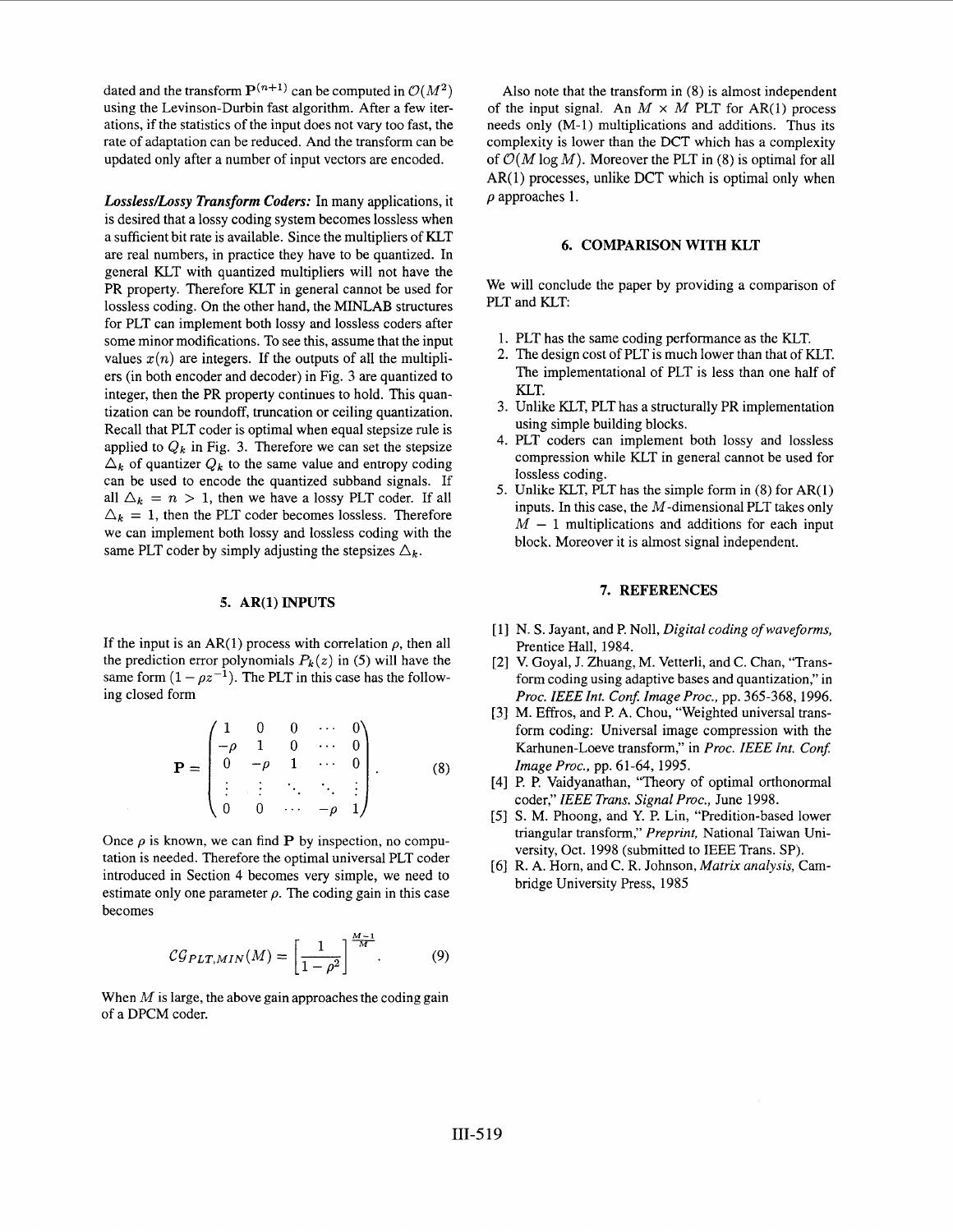dated and the transform $\mathbf{P}^{(n+1)}$ can be computed in $\mathcal{O}(M^2)$ using the Levinson-Durbin fast algorithm. After a few iterations, if the statistics of the input does not vary too fast, the rate of adaptation can be reduced. And the transform can be updated only after a number of input vectors are encoded.

***Lossless/Lossy Transform Coders:*** In many applications, it is desired that a lossy coding system becomes lossless when a sufficient bit rate is available. Since the multipliers of KLT are real numbers, in practice they have to be quantized. In general KLT with quantized multipliers will not have the PR property. Therefore KLT in general cannot be used for lossless coding. On the other hand, the MINLAB structures for PLT can implement both lossy and lossless coders after some minor modifications. To see this, assume that the input values $x(n)$ are integers. If the outputs of all the multipliers (in both encoder and decoder) in Fig. 3 are quantized to integer, then the PR property continues to hold. This quantization can be roundoff, truncation or ceiling quantization. Recall that PLT coder is optimal when equal stepsize rule is applied to $Q_k$ in Fig. 3. Therefore we can set the stepsize $\Delta_k$ of quantizer $Q_k$ to the same value and entropy coding can be used to encode the quantized subband signals. If all $\Delta_k = n > 1$, then we have a lossy PLT coder. If all $\Delta_k = 1$, then the PLT coder becomes lossless. Therefore we can implement both lossy and lossless coding with the same PLT coder by simply adjusting the stepsizes $\Delta_k$.

## 5. AR(1) INPUTS

If the input is an AR(1) process with correlation $\rho$, then all the prediction error polynomials $P_k(z)$ in (5) will have the same form $(1 - \rho z^{-1})$. The PLT in this case has the following closed form

$$\mathbf{P} = \begin{pmatrix} 1 & 0 & 0 & \cdots & 0 \\ -\rho & 1 & 0 & \cdots & 0 \\ 0 & -\rho & 1 & \cdots & 0 \\ \vdots & \vdots & \ddots & \ddots & \vdots \\ 0 & 0 & \cdots & -\rho & 1 \end{pmatrix}. \quad (8)$$

Once $\rho$ is known, we can find $\mathbf{P}$ by inspection, no computation is needed. Therefore the optimal universal PLT coder introduced in Section 4 becomes very simple, we need to estimate only one parameter $\rho$. The coding gain in this case becomes

$$\mathcal{CG}_{PLT,MIN}(M) = \left[\frac{1}{1-\rho^2}\right]^{\frac{M-1}{M}}. \quad (9)$$

When $M$ is large, the above gain approaches the coding gain of a DPCM coder.

Also note that the transform in (8) is almost independent of the input signal. An $M \times M$ PLT for AR(1) process needs only (M-1) multiplications and additions. Thus its complexity is lower than the DCT which has a complexity of $\mathcal{O}(M \log M)$. Moreover the PLT in (8) is optimal for all AR(1) processes, unlike DCT which is optimal only when $\rho$ approaches 1.

## 6. COMPARISON WITH KLT

We will conclude the paper by providing a comparison of PLT and KLT:

1. PLT has the same coding performance as the KLT.
2. The design cost of PLT is much lower than that of KLT. The implementational of PLT is less than one half of KLT.
3. Unlike KLT, PLT has a structurally PR implementation using simple building blocks.
4. PLT coders can implement both lossy and lossless compression while KLT in general cannot be used for lossless coding.
5. Unlike KLT, PLT has the simple form in (8) for AR(1) inputs. In this case, the $M$-dimensional PLT takes only $M - 1$ multiplications and additions for each input block. Moreover it is almost signal independent.

## 7. REFERENCES

[1] N. S. Jayant, and P. Noll, *Digital coding of waveforms,* Prentice Hall, 1984.

[2] V. Goyal, J. Zhuang, M. Vetterli, and C. Chan, "Transform coding using adaptive bases and quantization," in *Proc. IEEE Int. Conf. Image Proc.,* pp. 365-368, 1996.

[3] M. Effros, and P. A. Chou, "Weighted universal transform coding: Universal image compression with the Karhunen-Loeve transform," in *Proc. IEEE Int. Conf. Image Proc.,* pp. 61-64, 1995.

[4] P. P. Vaidyanathan, "Theory of optimal orthonormal coder," *IEEE Trans. Signal Proc.,* June 1998.

[5] S. M. Phoong, and Y. P. Lin, "Predition-based lower triangular transform," *Preprint,* National Taiwan University, Oct. 1998 (submitted to IEEE Trans. SP).

[6] R. A. Horn, and C. R. Johnson, *Matrix analysis,* Cambridge University Press, 1985